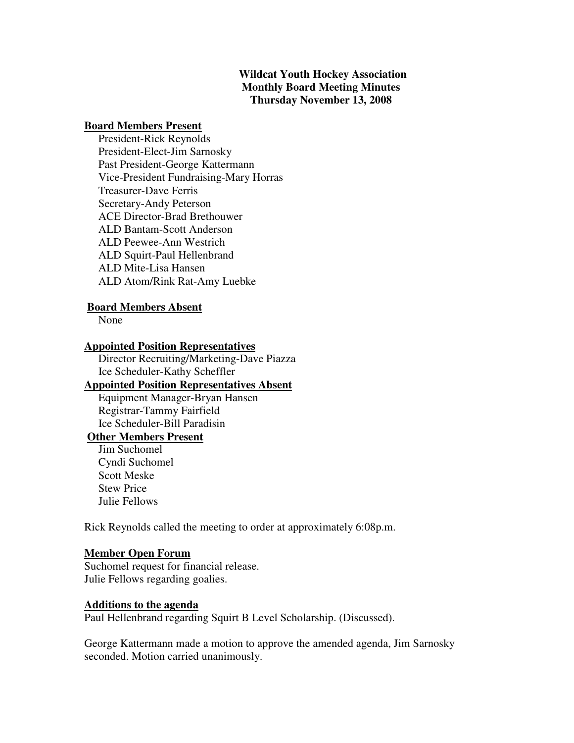**Wildcat Youth Hockey Association**
**Monthly Board Meeting Minutes**
**Thursday November 13, 2008**

**Board Members Present**

President-Rick Reynolds
President-Elect-Jim Sarnosky
Past President-George Kattermann
Vice-President Fundraising-Mary Horras
Treasurer-Dave Ferris
Secretary-Andy Peterson
ACE Director-Brad Brethouwer
ALD Bantam-Scott Anderson
ALD Peewee-Ann Westrich
ALD Squirt-Paul Hellenbrand
ALD Mite-Lisa Hansen
ALD Atom/Rink Rat-Amy Luebke

**Board Members Absent**

None

**Appointed Position Representatives**

Director Recruiting/Marketing-Dave Piazza
Ice Scheduler-Kathy Scheffler

**Appointed Position Representatives Absent**

Equipment Manager-Bryan Hansen
Registrar-Tammy Fairfield
Ice Scheduler-Bill Paradisin

**Other Members Present**

Jim Suchomel
Cyndi Suchomel
Scott Meske
Stew Price
Julie Fellows

Rick Reynolds called the meeting to order at approximately 6:08p.m.

**Member Open Forum**

Suchomel request for financial release.
Julie Fellows regarding goalies.

**Additions to the agenda**

Paul Hellenbrand regarding Squirt B Level Scholarship. (Discussed).

George Kattermann made a motion to approve the amended agenda, Jim Sarnosky seconded. Motion carried unanimously.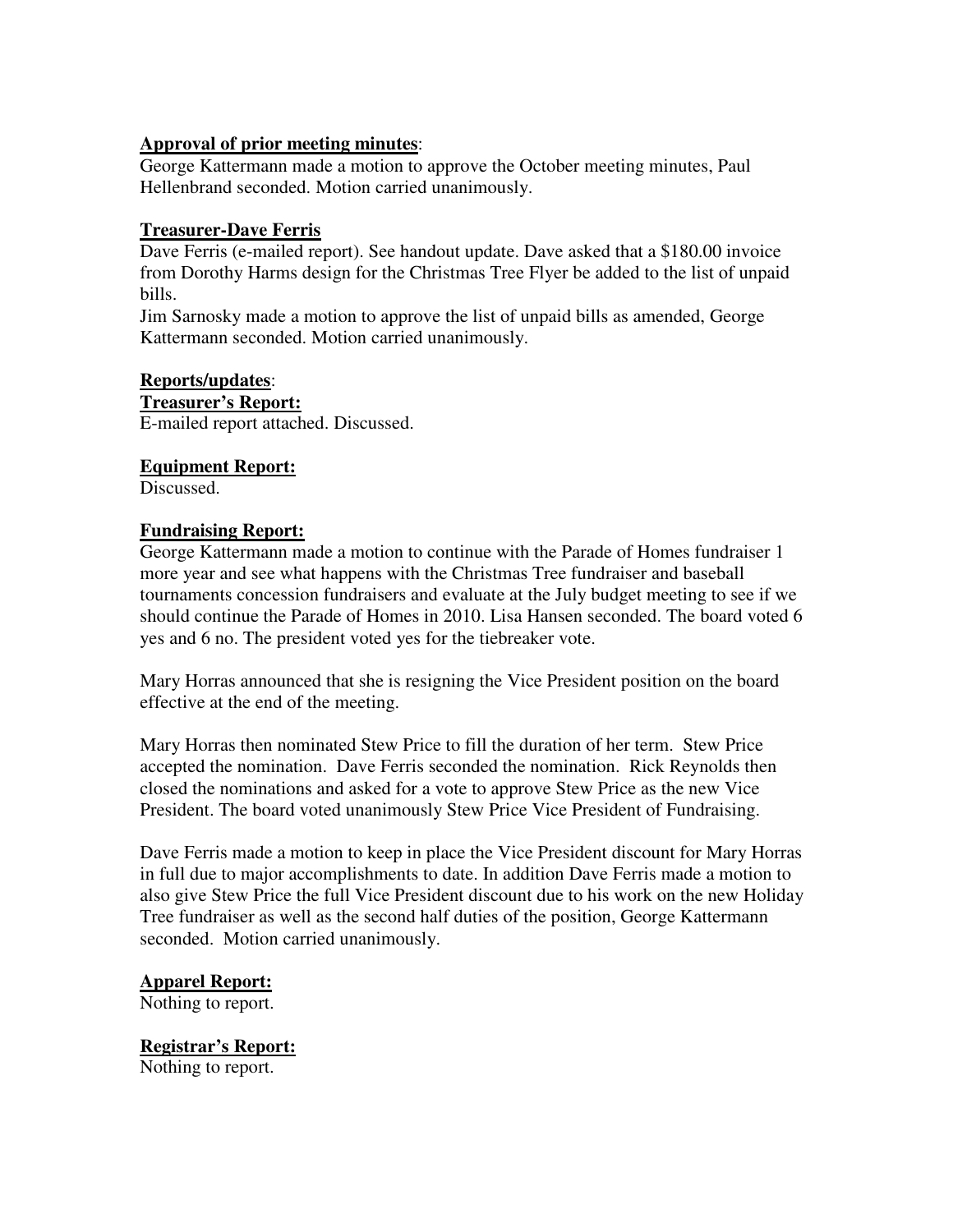**Approval of prior meeting minutes**:
George Kattermann made a motion to approve the October meeting minutes, Paul Hellenbrand seconded. Motion carried unanimously.

**Treasurer-Dave Ferris**
Dave Ferris (e-mailed report). See handout update. Dave asked that a $180.00 invoice from Dorothy Harms design for the Christmas Tree Flyer be added to the list of unpaid bills.
Jim Sarnosky made a motion to approve the list of unpaid bills as amended, George Kattermann seconded. Motion carried unanimously.

**Reports/updates**:
**Treasurer's Report:**
E-mailed report attached. Discussed.

**Equipment Report:**
Discussed.

**Fundraising Report:**
George Kattermann made a motion to continue with the Parade of Homes fundraiser 1 more year and see what happens with the Christmas Tree fundraiser and baseball tournaments concession fundraisers and evaluate at the July budget meeting to see if we should continue the Parade of Homes in 2010. Lisa Hansen seconded. The board voted 6 yes and 6 no. The president voted yes for the tiebreaker vote.

Mary Horras announced that she is resigning the Vice President position on the board effective at the end of the meeting.

Mary Horras then nominated Stew Price to fill the duration of her term. Stew Price accepted the nomination. Dave Ferris seconded the nomination. Rick Reynolds then closed the nominations and asked for a vote to approve Stew Price as the new Vice President. The board voted unanimously Stew Price Vice President of Fundraising.

Dave Ferris made a motion to keep in place the Vice President discount for Mary Horras in full due to major accomplishments to date. In addition Dave Ferris made a motion to also give Stew Price the full Vice President discount due to his work on the new Holiday Tree fundraiser as well as the second half duties of the position, George Kattermann seconded. Motion carried unanimously.

**Apparel Report:**
Nothing to report.

**Registrar's Report:**
Nothing to report.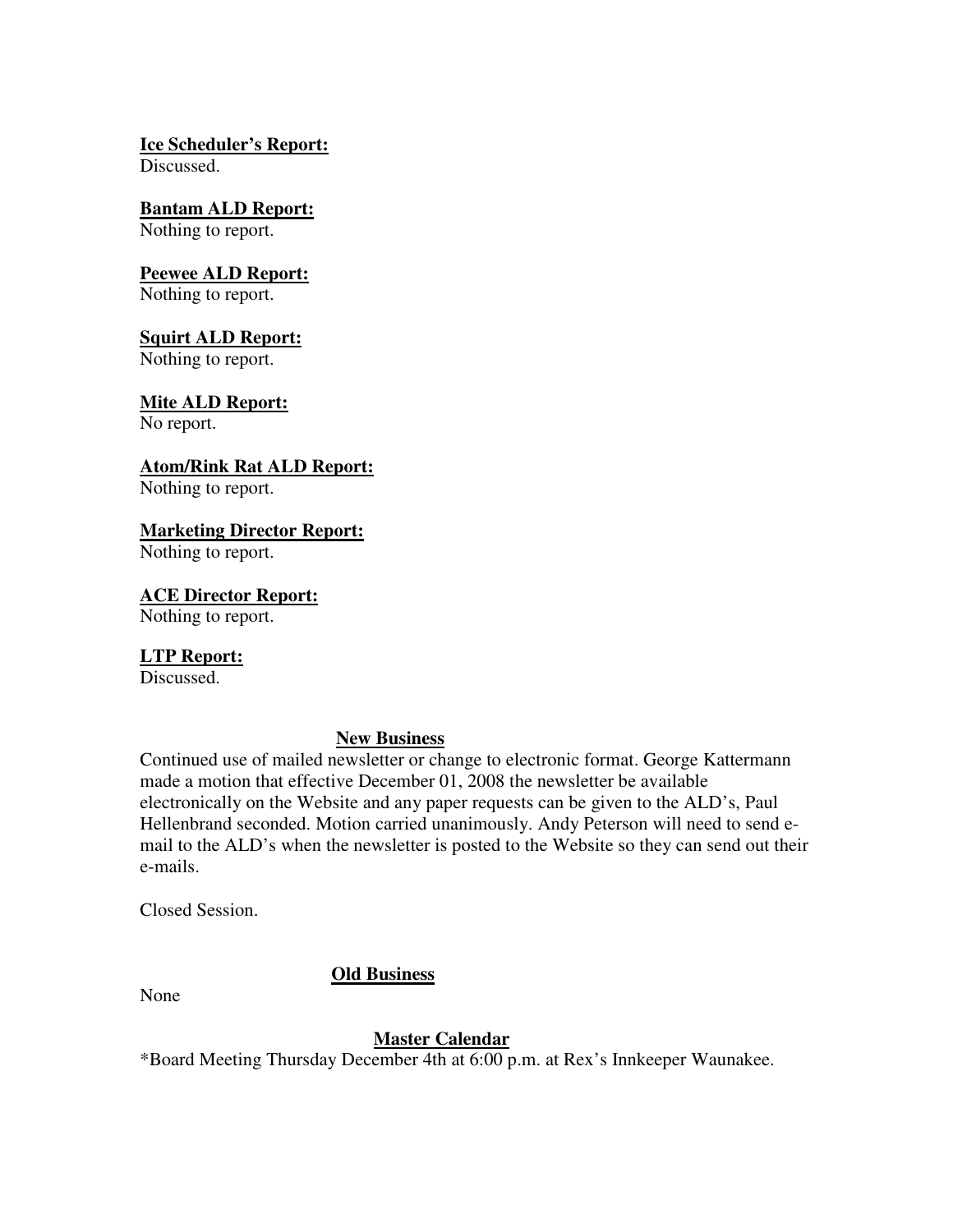**Ice Scheduler's Report:**
Discussed.

**Bantam ALD Report:**
Nothing to report.

**Peewee ALD Report:**
Nothing to report.

**Squirt ALD Report:**
Nothing to report.

**Mite ALD Report:**
No report.

**Atom/Rink Rat ALD Report:**
Nothing to report.

**Marketing Director Report:**
Nothing to report.

**ACE Director Report:**
Nothing to report.

**LTP Report:**
Discussed.

## New Business

Continued use of mailed newsletter or change to electronic format. George Kattermann made a motion that effective December 01, 2008 the newsletter be available electronically on the Website and any paper requests can be given to the ALD's, Paul Hellenbrand seconded. Motion carried unanimously. Andy Peterson will need to send e-mail to the ALD's when the newsletter is posted to the Website so they can send out their e-mails.

Closed Session.

## Old Business

None

## Master Calendar

*Board Meeting Thursday December 4th at 6:00 p.m. at Rex's Innkeeper Waunakee.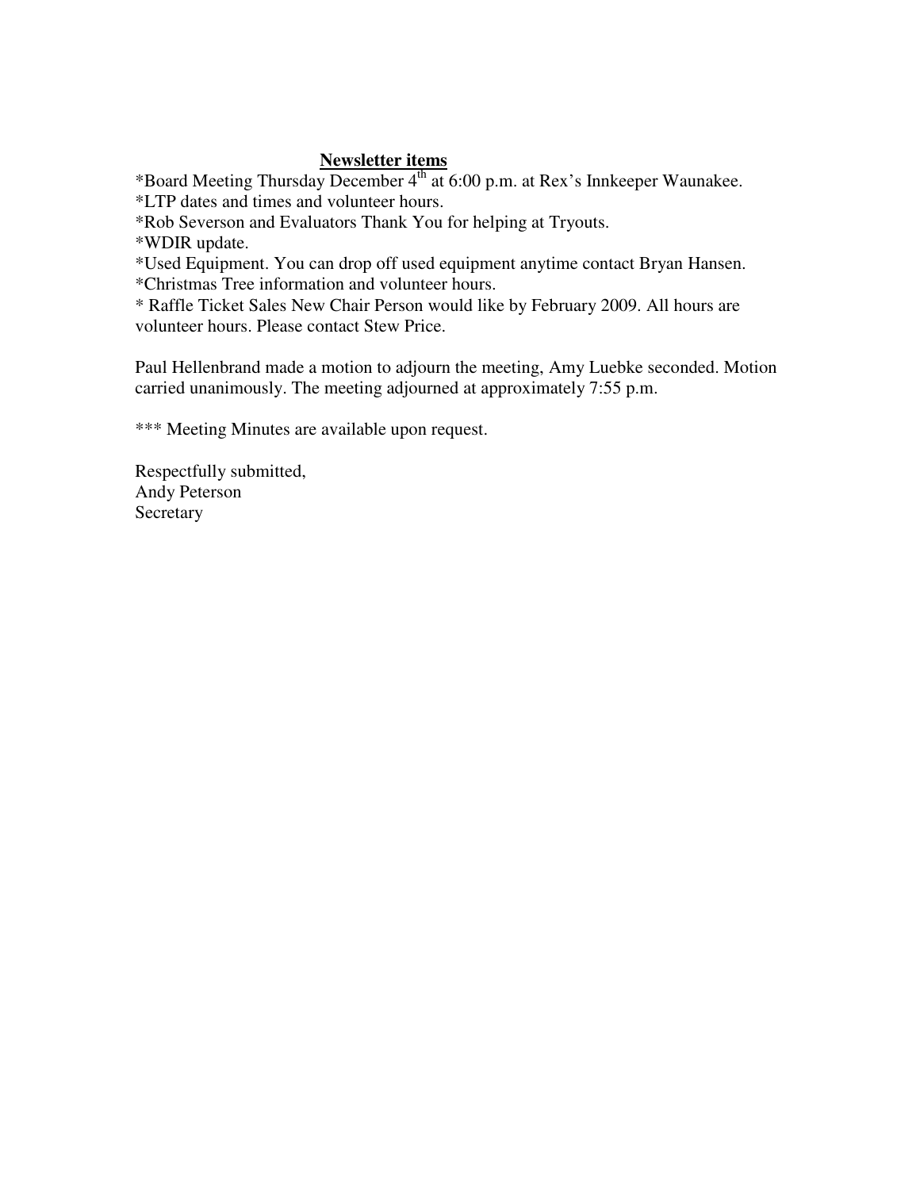**Newsletter items**

*Board Meeting Thursday December 4th at 6:00 p.m. at Rex's Innkeeper Waunakee.
*LTP dates and times and volunteer hours.
*Rob Severson and Evaluators Thank You for helping at Tryouts.
*WDIR update.
*Used Equipment. You can drop off used equipment anytime contact Bryan Hansen.
*Christmas Tree information and volunteer hours.
* Raffle Ticket Sales New Chair Person would like by February 2009. All hours are volunteer hours. Please contact Stew Price.

Paul Hellenbrand made a motion to adjourn the meeting, Amy Luebke seconded. Motion carried unanimously. The meeting adjourned at approximately 7:55 p.m.

*** Meeting Minutes are available upon request.

Respectfully submitted,
Andy Peterson
Secretary